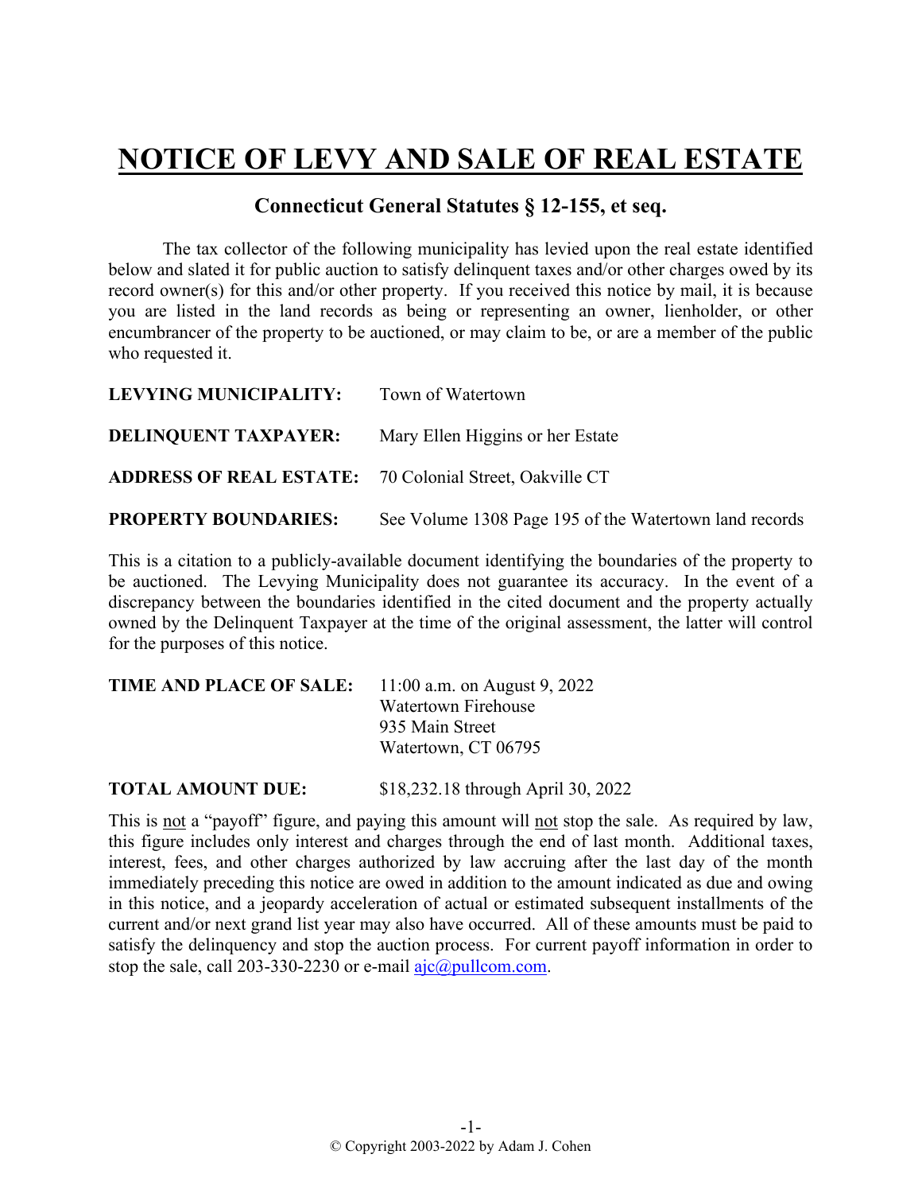# NOTICE OF LEVY AND SALE OF REAL ESTATE

## Connecticut General Statutes § 12-155, et seq.

The tax collector of the following municipality has levied upon the real estate identified below and slated it for public auction to satisfy delinquent taxes and/or other charges owed by its record owner(s) for this and/or other property. If you received this notice by mail, it is because you are listed in the land records as being or representing an owner, lienholder, or other encumbrancer of the property to be auctioned, or may claim to be, or are a member of the public who requested it.

**LEVYING MUNICIPALITY:** Town of Watertown

**DELINQUENT TAXPAYER:** Mary Ellen Higgins or her Estate

**ADDRESS OF REAL ESTATE:** 70 Colonial Street, Oakville CT

**PROPERTY BOUNDARIES:** See Volume 1308 Page 195 of the Watertown land records

This is a citation to a publicly-available document identifying the boundaries of the property to be auctioned. The Levying Municipality does not guarantee its accuracy. In the event of a discrepancy between the boundaries identified in the cited document and the property actually owned by the Delinquent Taxpayer at the time of the original assessment, the latter will control for the purposes of this notice.

**TIME AND PLACE OF SALE:** 11:00 a.m. on August 9, 2022
Watertown Firehouse
935 Main Street
Watertown, CT 06795

**TOTAL AMOUNT DUE:** $18,232.18 through April 30, 2022

This is not a "payoff" figure, and paying this amount will not stop the sale. As required by law, this figure includes only interest and charges through the end of last month. Additional taxes, interest, fees, and other charges authorized by law accruing after the last day of the month immediately preceding this notice are owed in addition to the amount indicated as due and owing in this notice, and a jeopardy acceleration of actual or estimated subsequent installments of the current and/or next grand list year may also have occurred. All of these amounts must be paid to satisfy the delinquency and stop the auction process. For current payoff information in order to stop the sale, call 203-330-2230 or e-mail ajc@pullcom.com.

© Copyright 2003-2022 by Adam J. Cohen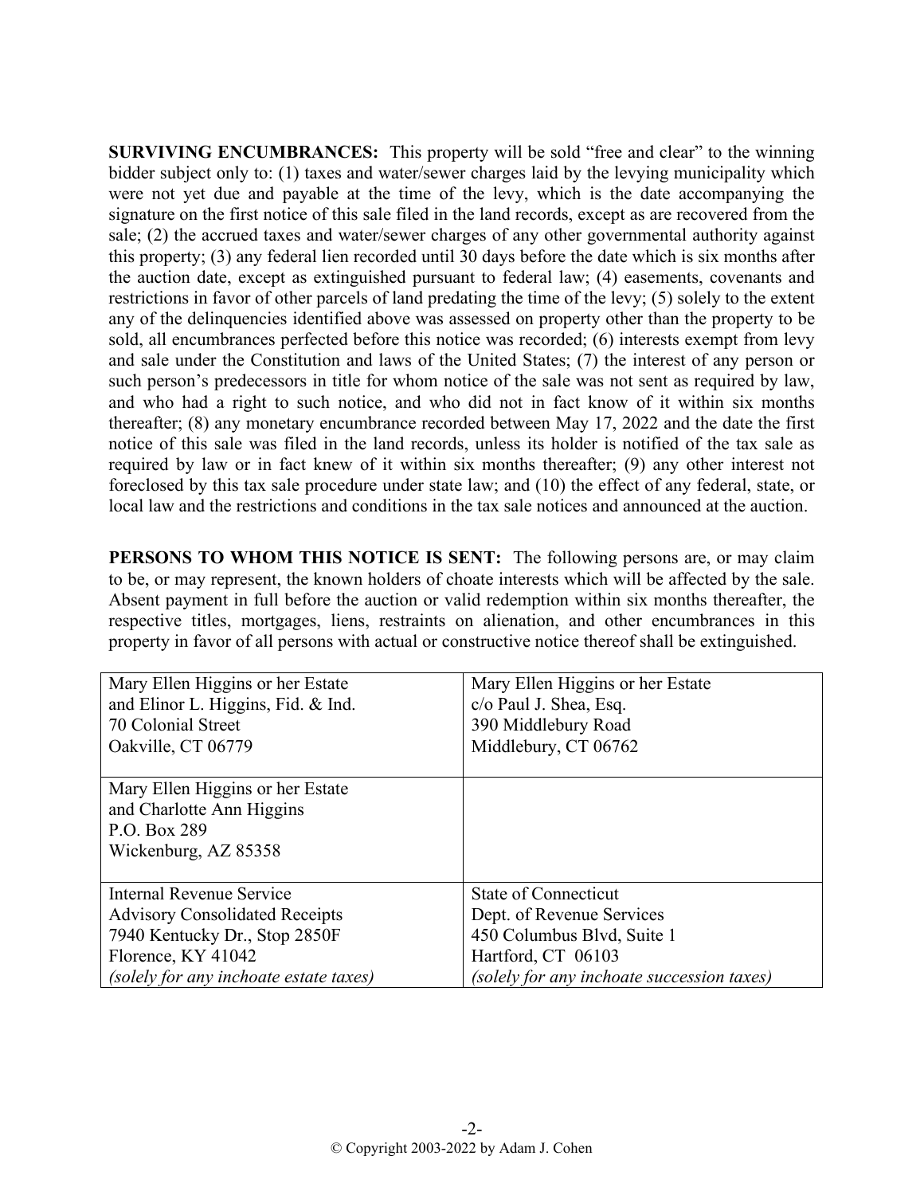**SURVIVING ENCUMBRANCES:** This property will be sold "free and clear" to the winning bidder subject only to: (1) taxes and water/sewer charges laid by the levying municipality which were not yet due and payable at the time of the levy, which is the date accompanying the signature on the first notice of this sale filed in the land records, except as are recovered from the sale; (2) the accrued taxes and water/sewer charges of any other governmental authority against this property; (3) any federal lien recorded until 30 days before the date which is six months after the auction date, except as extinguished pursuant to federal law; (4) easements, covenants and restrictions in favor of other parcels of land predating the time of the levy; (5) solely to the extent any of the delinquencies identified above was assessed on property other than the property to be sold, all encumbrances perfected before this notice was recorded; (6) interests exempt from levy and sale under the Constitution and laws of the United States; (7) the interest of any person or such person's predecessors in title for whom notice of the sale was not sent as required by law, and who had a right to such notice, and who did not in fact know of it within six months thereafter; (8) any monetary encumbrance recorded between May 17, 2022 and the date the first notice of this sale was filed in the land records, unless its holder is notified of the tax sale as required by law or in fact knew of it within six months thereafter; (9) any other interest not foreclosed by this tax sale procedure under state law; and (10) the effect of any federal, state, or local law and the restrictions and conditions in the tax sale notices and announced at the auction.

**PERSONS TO WHOM THIS NOTICE IS SENT:** The following persons are, or may claim to be, or may represent, the known holders of choate interests which will be affected by the sale. Absent payment in full before the auction or valid redemption within six months thereafter, the respective titles, mortgages, liens, restraints on alienation, and other encumbrances in this property in favor of all persons with actual or constructive notice thereof shall be extinguished.

| | |
|---|---|
| Mary Ellen Higgins or her Estate<br>and Elinor L. Higgins, Fid. & Ind.<br>70 Colonial Street<br>Oakville, CT 06779 | Mary Ellen Higgins or her Estate<br>c/o Paul J. Shea, Esq.<br>390 Middlebury Road<br>Middlebury, CT 06762 |
| Mary Ellen Higgins or her Estate<br>and Charlotte Ann Higgins<br>P.O. Box 289<br>Wickenburg, AZ 85358 | |
| Internal Revenue Service<br>Advisory Consolidated Receipts<br>7940 Kentucky Dr., Stop 2850F<br>Florence, KY 41042<br>*(solely for any inchoate estate taxes)* | State of Connecticut<br>Dept. of Revenue Services<br>450 Columbus Blvd, Suite 1<br>Hartford, CT 06103<br>*(solely for any inchoate succession taxes)* |

© Copyright 2003-2022 by Adam J. Cohen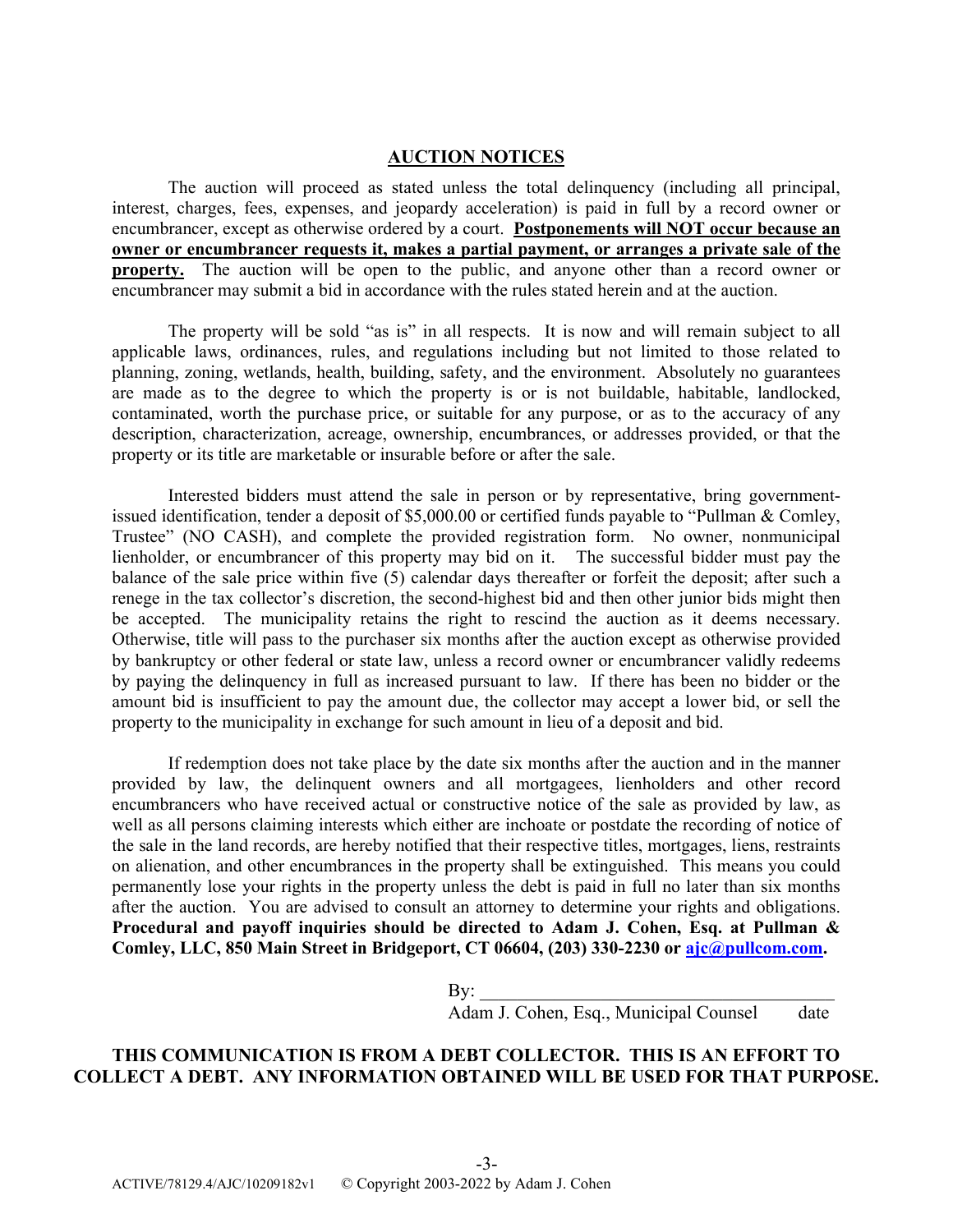## AUCTION NOTICES

The auction will proceed as stated unless the total delinquency (including all principal, interest, charges, fees, expenses, and jeopardy acceleration) is paid in full by a record owner or encumbrancer, except as otherwise ordered by a court. **Postponements will NOT occur because an owner or encumbrancer requests it, makes a partial payment, or arranges a private sale of the property.** The auction will be open to the public, and anyone other than a record owner or encumbrancer may submit a bid in accordance with the rules stated herein and at the auction.

The property will be sold "as is" in all respects. It is now and will remain subject to all applicable laws, ordinances, rules, and regulations including but not limited to those related to planning, zoning, wetlands, health, building, safety, and the environment. Absolutely no guarantees are made as to the degree to which the property is or is not buildable, habitable, landlocked, contaminated, worth the purchase price, or suitable for any purpose, or as to the accuracy of any description, characterization, acreage, ownership, encumbrances, or addresses provided, or that the property or its title are marketable or insurable before or after the sale.

Interested bidders must attend the sale in person or by representative, bring government-issued identification, tender a deposit of $5,000.00 or certified funds payable to "Pullman & Comley, Trustee" (NO CASH), and complete the provided registration form. No owner, nonmunicipal lienholder, or encumbrancer of this property may bid on it. The successful bidder must pay the balance of the sale price within five (5) calendar days thereafter or forfeit the deposit; after such a renege in the tax collector's discretion, the second-highest bid and then other junior bids might then be accepted. The municipality retains the right to rescind the auction as it deems necessary. Otherwise, title will pass to the purchaser six months after the auction except as otherwise provided by bankruptcy or other federal or state law, unless a record owner or encumbrancer validly redeems by paying the delinquency in full as increased pursuant to law. If there has been no bidder or the amount bid is insufficient to pay the amount due, the collector may accept a lower bid, or sell the property to the municipality in exchange for such amount in lieu of a deposit and bid.

If redemption does not take place by the date six months after the auction and in the manner provided by law, the delinquent owners and all mortgagees, lienholders and other record encumbrancers who have received actual or constructive notice of the sale as provided by law, as well as all persons claiming interests which either are inchoate or postdate the recording of notice of the sale in the land records, are hereby notified that their respective titles, mortgages, liens, restraints on alienation, and other encumbrances in the property shall be extinguished. This means you could permanently lose your rights in the property unless the debt is paid in full no later than six months after the auction. You are advised to consult an attorney to determine your rights and obligations. **Procedural and payoff inquiries should be directed to Adam J. Cohen, Esq. at Pullman & Comley, LLC, 850 Main Street in Bridgeport, CT 06604, (203) 330-2230 or ajc@pullcom.com.**

By: ____________________________________

Adam J. Cohen, Esq., Municipal Counsel date

**THIS COMMUNICATION IS FROM A DEBT COLLECTOR. THIS IS AN EFFORT TO COLLECT A DEBT. ANY INFORMATION OBTAINED WILL BE USED FOR THAT PURPOSE.**

ACTIVE/78129.4/AJC/10209182v1 © Copyright 2003-2022 by Adam J. Cohen